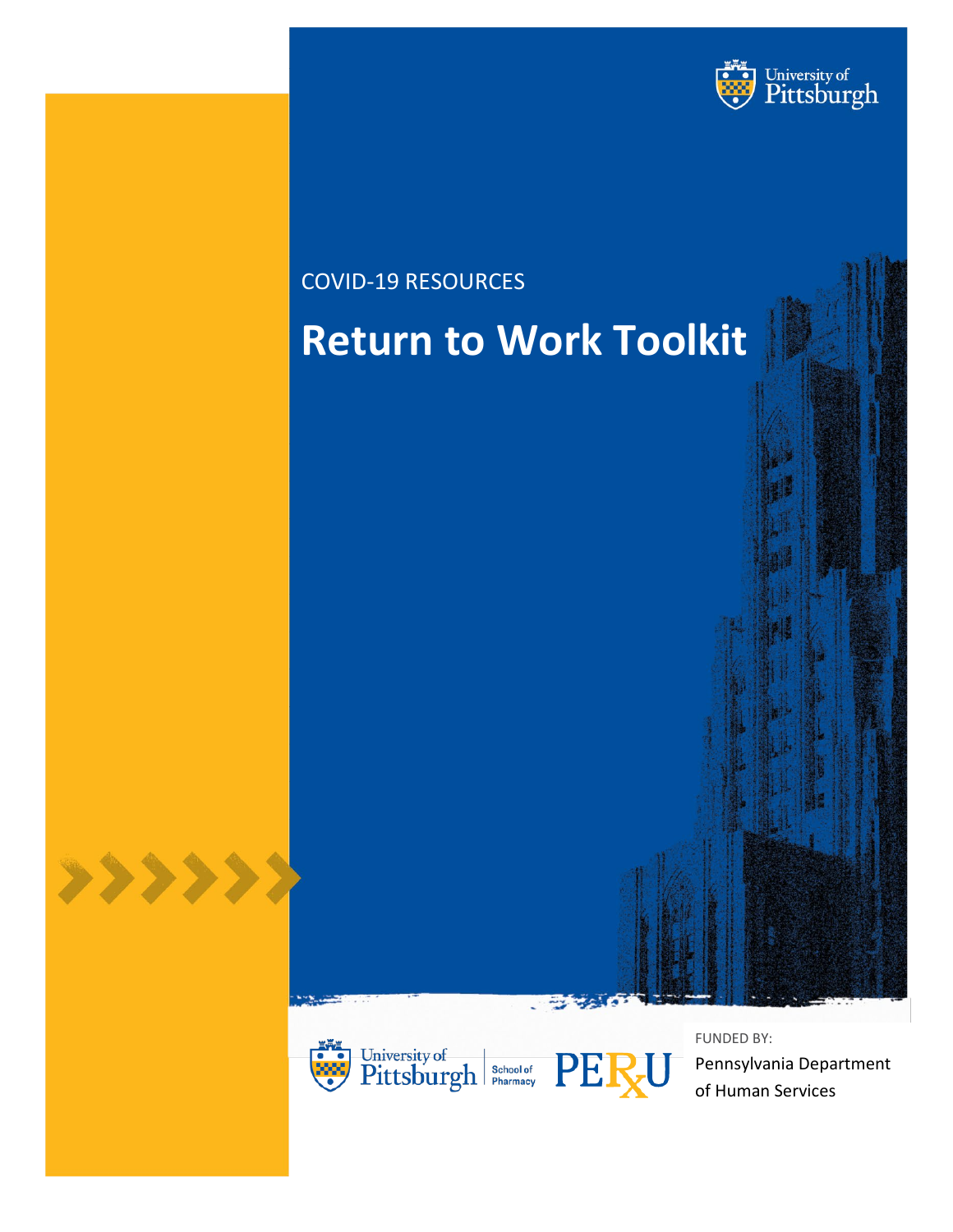COVID-19 RESOURCES

# Return to Work Toolkit

University of Pittsburgh | School of Pharmacy

PERxU

FUNDED BY:

Pennsylvania Department of Human Services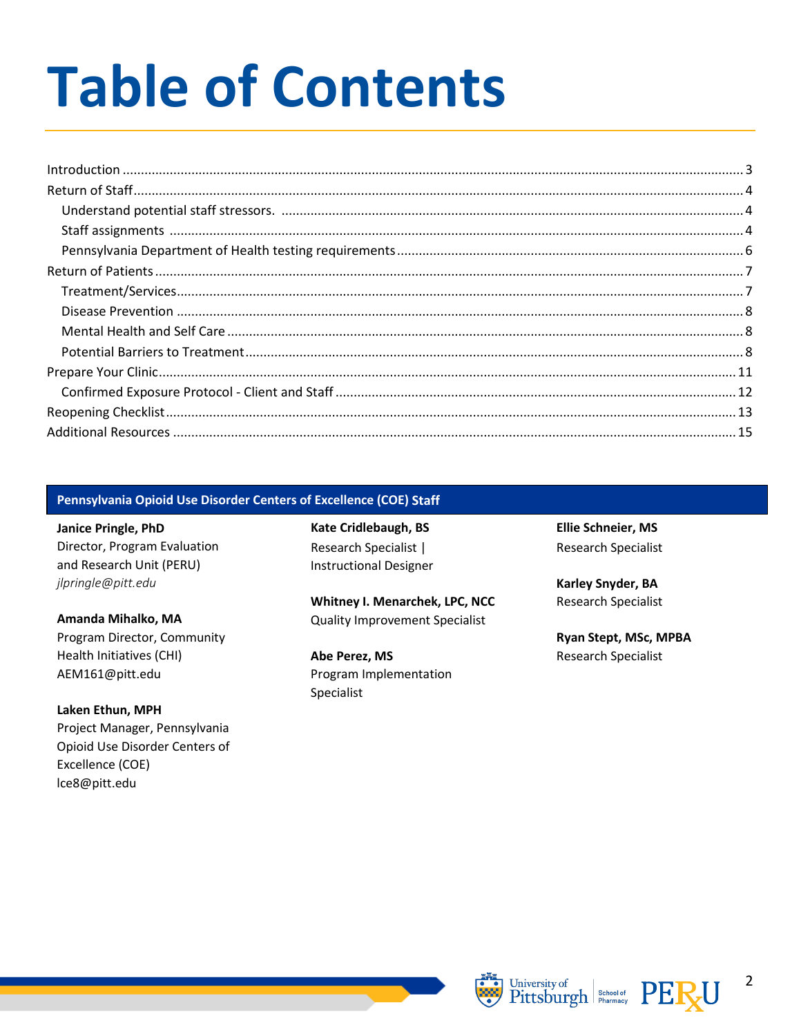# Table of Contents

- Introduction ..... 3
- Return of Staff ..... 4
  - Understand potential staff stressors. ..... 4
  - Staff assignments ..... 4
  - Pennsylvania Department of Health testing requirements ..... 6
- Return of Patients ..... 7
  - Treatment/Services ..... 7
  - Disease Prevention ..... 8
  - Mental Health and Self Care ..... 8
  - Potential Barriers to Treatment ..... 8
- Prepare Your Clinic ..... 11
  - Confirmed Exposure Protocol - Client and Staff ..... 12
- Reopening Checklist ..... 13
- Additional Resources ..... 15

**Pennsylvania Opioid Use Disorder Centers of Excellence (COE) Staff**

**Janice Pringle, PhD**
Director, Program Evaluation and Research Unit (PERU)
*jlpringle@pitt.edu*

**Amanda Mihalko, MA**
Program Director, Community Health Initiatives (CHI)
AEM161@pitt.edu

**Laken Ethun, MPH**
Project Manager, Pennsylvania Opioid Use Disorder Centers of Excellence (COE)
lce8@pitt.edu

**Kate Cridlebaugh, BS**
Research Specialist | Instructional Designer

**Whitney I. Menarchek, LPC, NCC**
Quality Improvement Specialist

**Abe Perez, MS**
Program Implementation Specialist

**Ellie Schneier, MS**
Research Specialist

**Karley Snyder, BA**
Research Specialist

**Ryan Stept, MSc, MPBA**
Research Specialist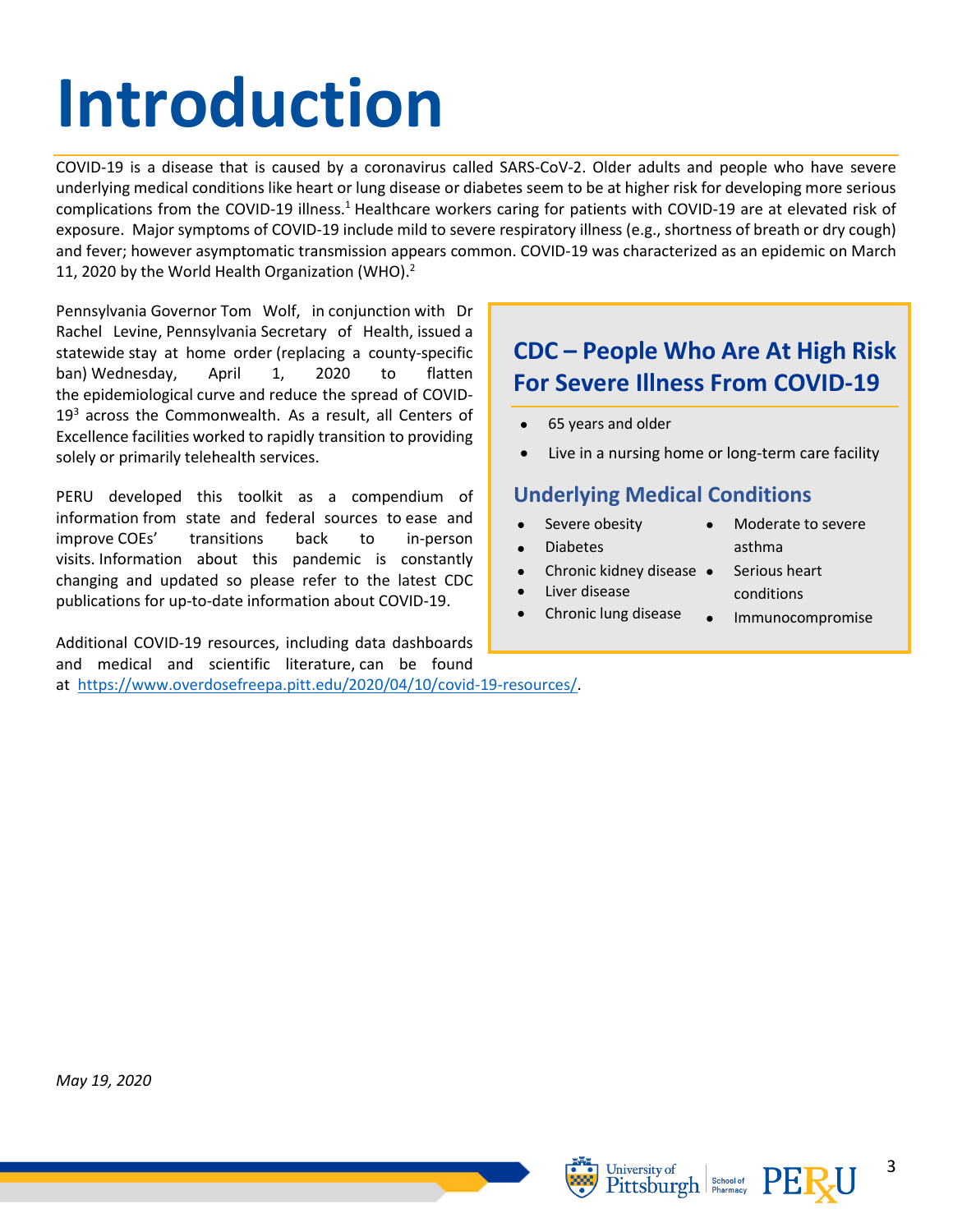# Introduction

COVID-19 is a disease that is caused by a coronavirus called SARS-CoV-2. Older adults and people who have severe underlying medical conditions like heart or lung disease or diabetes seem to be at higher risk for developing more serious complications from the COVID-19 illness.[1] Healthcare workers caring for patients with COVID-19 are at elevated risk of exposure. Major symptoms of COVID-19 include mild to severe respiratory illness (e.g., shortness of breath or dry cough) and fever; however asymptomatic transmission appears common. COVID-19 was characterized as an epidemic on March 11, 2020 by the World Health Organization (WHO).[2]

Pennsylvania Governor Tom Wolf, in conjunction with Dr Rachel Levine, Pennsylvania Secretary of Health, issued a statewide stay at home order (replacing a county-specific ban) Wednesday, April 1, 2020 to flatten the epidemiological curve and reduce the spread of COVID-19[3] across the Commonwealth. As a result, all Centers of Excellence facilities worked to rapidly transition to providing solely or primarily telehealth services.

PERU developed this toolkit as a compendium of information from state and federal sources to ease and improve COEs' transitions back to in-person visits. Information about this pandemic is constantly changing and updated so please refer to the latest CDC publications for up-to-date information about COVID-19.

Additional COVID-19 resources, including data dashboards and medical and scientific literature, can be found at https://www.overdosefreepa.pitt.edu/2020/04/10/covid-19-resources/.

## CDC – People Who Are At High Risk For Severe Illness From COVID-19

- 65 years and older
- Live in a nursing home or long-term care facility

### Underlying Medical Conditions

- Severe obesity
- Diabetes
- Chronic kidney disease
- Liver disease
- Chronic lung disease
- Moderate to severe asthma
- Serious heart conditions
- Immunocompromise

*May 19, 2020*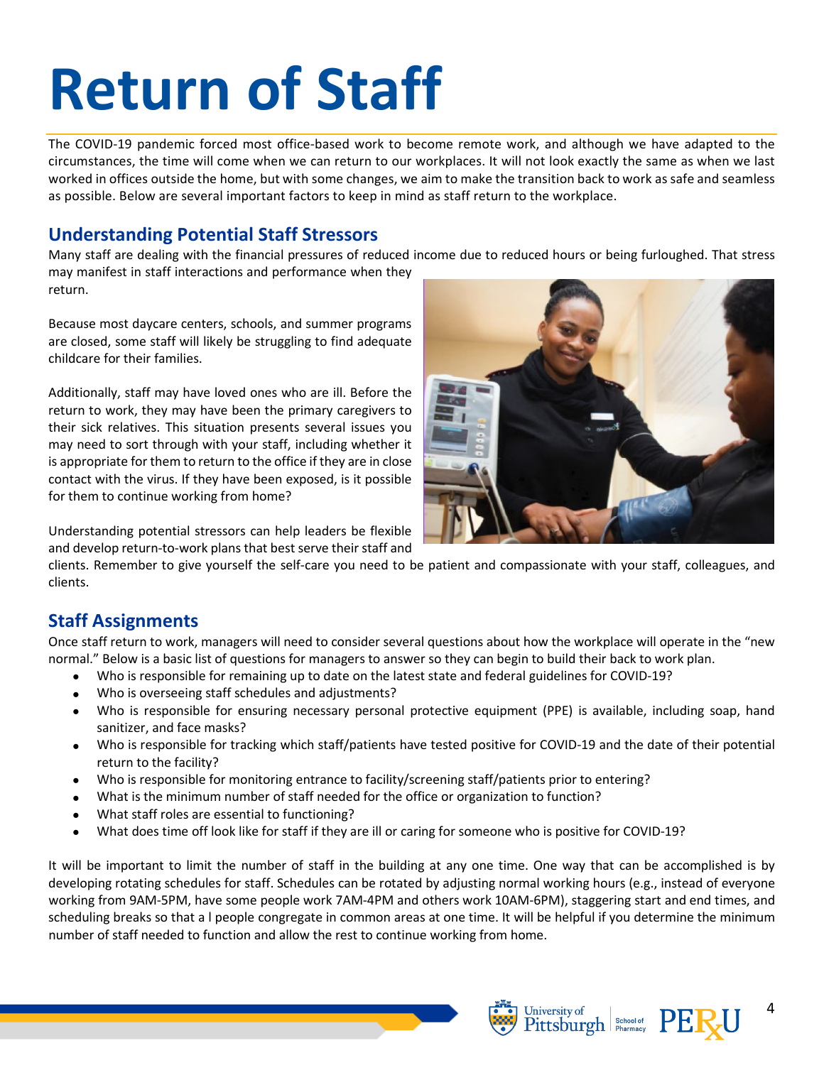# Return of Staff

The COVID-19 pandemic forced most office-based work to become remote work, and although we have adapted to the circumstances, the time will come when we can return to our workplaces. It will not look exactly the same as when we last worked in offices outside the home, but with some changes, we aim to make the transition back to work as safe and seamless as possible. Below are several important factors to keep in mind as staff return to the workplace.

## Understanding Potential Staff Stressors

Many staff are dealing with the financial pressures of reduced income due to reduced hours or being furloughed. That stress may manifest in staff interactions and performance when they return.

Because most daycare centers, schools, and summer programs are closed, some staff will likely be struggling to find adequate childcare for their families.

Additionally, staff may have loved ones who are ill. Before the return to work, they may have been the primary caregivers to their sick relatives. This situation presents several issues you may need to sort through with your staff, including whether it is appropriate for them to return to the office if they are in close contact with the virus. If they have been exposed, is it possible for them to continue working from home?

Understanding potential stressors can help leaders be flexible and develop return-to-work plans that best serve their staff and clients. Remember to give yourself the self-care you need to be patient and compassionate with your staff, colleagues, and clients.

## Staff Assignments

Once staff return to work, managers will need to consider several questions about how the workplace will operate in the "new normal." Below is a basic list of questions for managers to answer so they can begin to build their back to work plan.

- Who is responsible for remaining up to date on the latest state and federal guidelines for COVID-19?
- Who is overseeing staff schedules and adjustments?
- Who is responsible for ensuring necessary personal protective equipment (PPE) is available, including soap, hand sanitizer, and face masks?
- Who is responsible for tracking which staff/patients have tested positive for COVID-19 and the date of their potential return to the facility?
- Who is responsible for monitoring entrance to facility/screening staff/patients prior to entering?
- What is the minimum number of staff needed for the office or organization to function?
- What staff roles are essential to functioning?
- What does time off look like for staff if they are ill or caring for someone who is positive for COVID-19?

It will be important to limit the number of staff in the building at any one time. One way that can be accomplished is by developing rotating schedules for staff. Schedules can be rotated by adjusting normal working hours (e.g., instead of everyone working from 9AM-5PM, have some people work 7AM-4PM and others work 10AM-6PM), staggering start and end times, and scheduling breaks so that a l people congregate in common areas at one time. It will be helpful if you determine the minimum number of staff needed to function and allow the rest to continue working from home.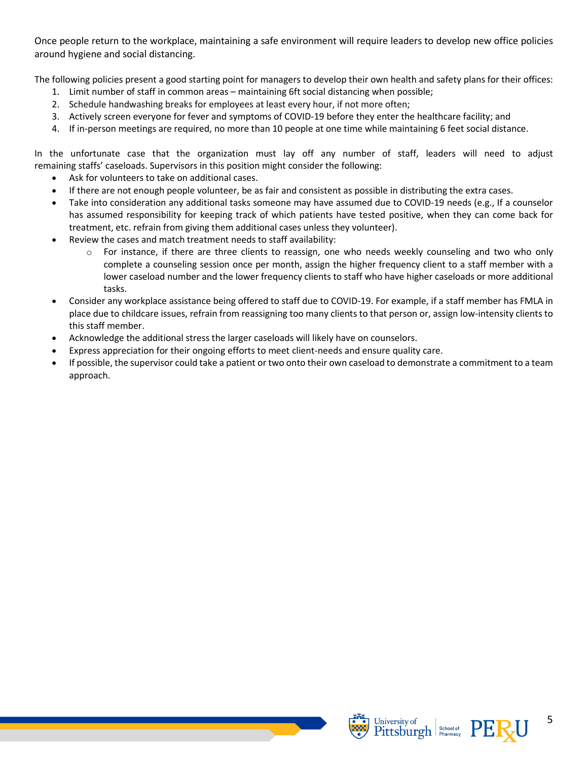Once people return to the workplace, maintaining a safe environment will require leaders to develop new office policies around hygiene and social distancing.

The following policies present a good starting point for managers to develop their own health and safety plans for their offices:

1. Limit number of staff in common areas – maintaining 6ft social distancing when possible;
2. Schedule handwashing breaks for employees at least every hour, if not more often;
3. Actively screen everyone for fever and symptoms of COVID-19 before they enter the healthcare facility; and
4. If in-person meetings are required, no more than 10 people at one time while maintaining 6 feet social distance.

In the unfortunate case that the organization must lay off any number of staff, leaders will need to adjust remaining staffs' caseloads. Supervisors in this position might consider the following:

- Ask for volunteers to take on additional cases.
- If there are not enough people volunteer, be as fair and consistent as possible in distributing the extra cases.
- Take into consideration any additional tasks someone may have assumed due to COVID-19 needs (e.g., If a counselor has assumed responsibility for keeping track of which patients have tested positive, when they can come back for treatment, etc. refrain from giving them additional cases unless they volunteer).
- Review the cases and match treatment needs to staff availability:
    - For instance, if there are three clients to reassign, one who needs weekly counseling and two who only complete a counseling session once per month, assign the higher frequency client to a staff member with a lower caseload number and the lower frequency clients to staff who have higher caseloads or more additional tasks.
- Consider any workplace assistance being offered to staff due to COVID-19. For example, if a staff member has FMLA in place due to childcare issues, refrain from reassigning too many clients to that person or, assign low-intensity clients to this staff member.
- Acknowledge the additional stress the larger caseloads will likely have on counselors.
- Express appreciation for their ongoing efforts to meet client-needs and ensure quality care.
- If possible, the supervisor could take a patient or two onto their own caseload to demonstrate a commitment to a team approach.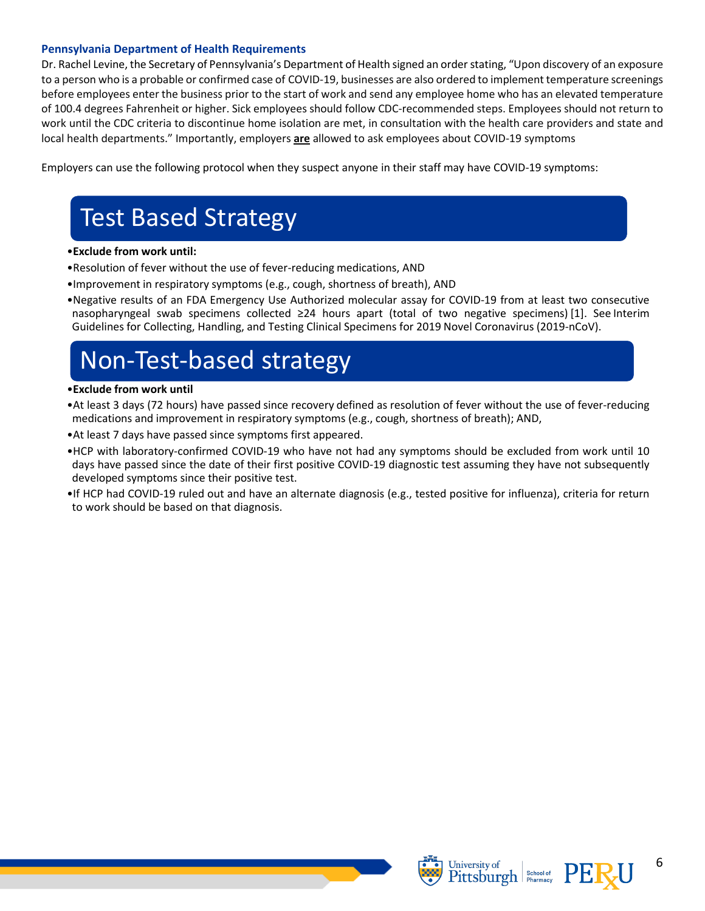### Pennsylvania Department of Health Requirements

Dr. Rachel Levine, the Secretary of Pennsylvania's Department of Health signed an order stating, "Upon discovery of an exposure to a person who is a probable or confirmed case of COVID-19, businesses are also ordered to implement temperature screenings before employees enter the business prior to the start of work and send any employee home who has an elevated temperature of 100.4 degrees Fahrenheit or higher. Sick employees should follow CDC-recommended steps. Employees should not return to work until the CDC criteria to discontinue home isolation are met, in consultation with the health care providers and state and local health departments." Importantly, employers **are** allowed to ask employees about COVID-19 symptoms

Employers can use the following protocol when they suspect anyone in their staff may have COVID-19 symptoms:

## Test Based Strategy

- **Exclude from work until:**
- Resolution of fever without the use of fever-reducing medications, AND
- Improvement in respiratory symptoms (e.g., cough, shortness of breath), AND
- Negative results of an FDA Emergency Use Authorized molecular assay for COVID-19 from at least two consecutive nasopharyngeal swab specimens collected ≥24 hours apart (total of two negative specimens) [1]. See Interim Guidelines for Collecting, Handling, and Testing Clinical Specimens for 2019 Novel Coronavirus (2019-nCoV).

## Non-Test-based strategy

- **Exclude from work until**
- At least 3 days (72 hours) have passed since recovery defined as resolution of fever without the use of fever-reducing medications and improvement in respiratory symptoms (e.g., cough, shortness of breath); AND,
- At least 7 days have passed since symptoms first appeared.
- HCP with laboratory-confirmed COVID-19 who have not had any symptoms should be excluded from work until 10 days have passed since the date of their first positive COVID-19 diagnostic test assuming they have not subsequently developed symptoms since their positive test.
- If HCP had COVID-19 ruled out and have an alternate diagnosis (e.g., tested positive for influenza), criteria for return to work should be based on that diagnosis.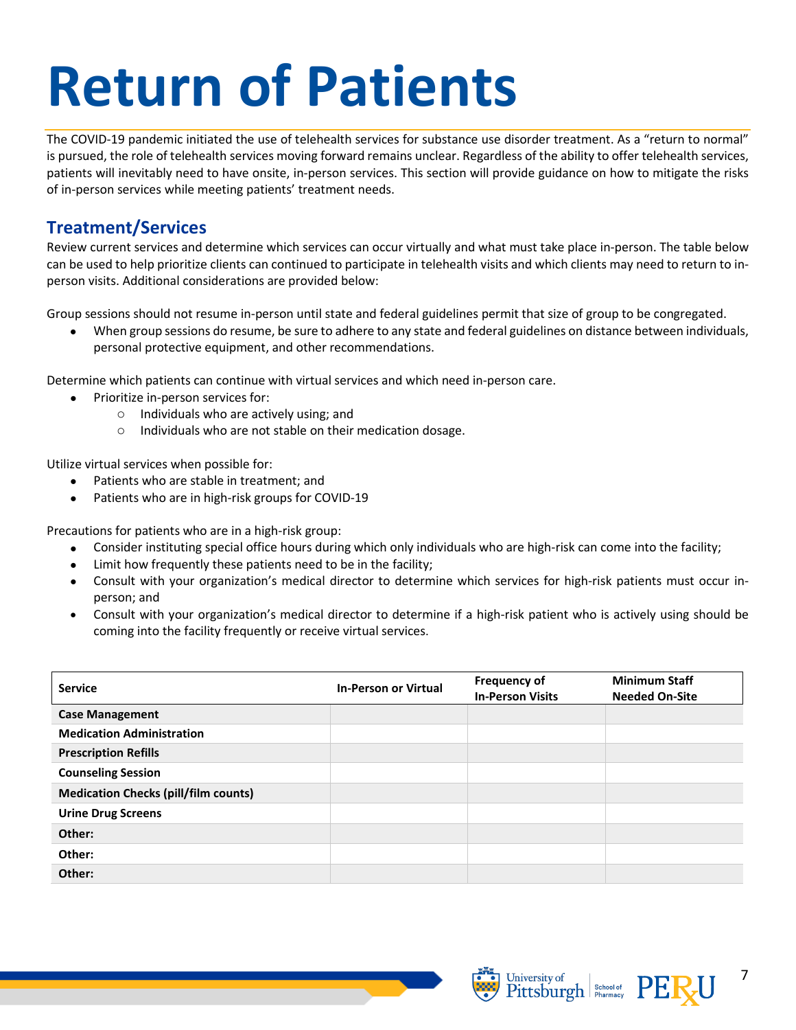# Return of Patients

The COVID-19 pandemic initiated the use of telehealth services for substance use disorder treatment. As a "return to normal" is pursued, the role of telehealth services moving forward remains unclear. Regardless of the ability to offer telehealth services, patients will inevitably need to have onsite, in-person services. This section will provide guidance on how to mitigate the risks of in-person services while meeting patients' treatment needs.

## Treatment/Services

Review current services and determine which services can occur virtually and what must take place in-person. The table below can be used to help prioritize clients can continued to participate in telehealth visits and which clients may need to return to in-person visits. Additional considerations are provided below:

Group sessions should not resume in-person until state and federal guidelines permit that size of group to be congregated.

- When group sessions do resume, be sure to adhere to any state and federal guidelines on distance between individuals, personal protective equipment, and other recommendations.

Determine which patients can continue with virtual services and which need in-person care.

- Prioritize in-person services for:
  - Individuals who are actively using; and
  - Individuals who are not stable on their medication dosage.

Utilize virtual services when possible for:

- Patients who are stable in treatment; and
- Patients who are in high-risk groups for COVID-19

Precautions for patients who are in a high-risk group:

- Consider instituting special office hours during which only individuals who are high-risk can come into the facility;
- Limit how frequently these patients need to be in the facility;
- Consult with your organization's medical director to determine which services for high-risk patients must occur in-person; and
- Consult with your organization's medical director to determine if a high-risk patient who is actively using should be coming into the facility frequently or receive virtual services.

| Service | In-Person or Virtual | Frequency of In-Person Visits | Minimum Staff Needed On-Site |
|---|---|---|---|
| **Case Management** | | | |
| **Medication Administration** | | | |
| **Prescription Refills** | | | |
| **Counseling Session** | | | |
| **Medication Checks (pill/film counts)** | | | |
| **Urine Drug Screens** | | | |
| **Other:** | | | |
| **Other:** | | | |
| **Other:** | | | |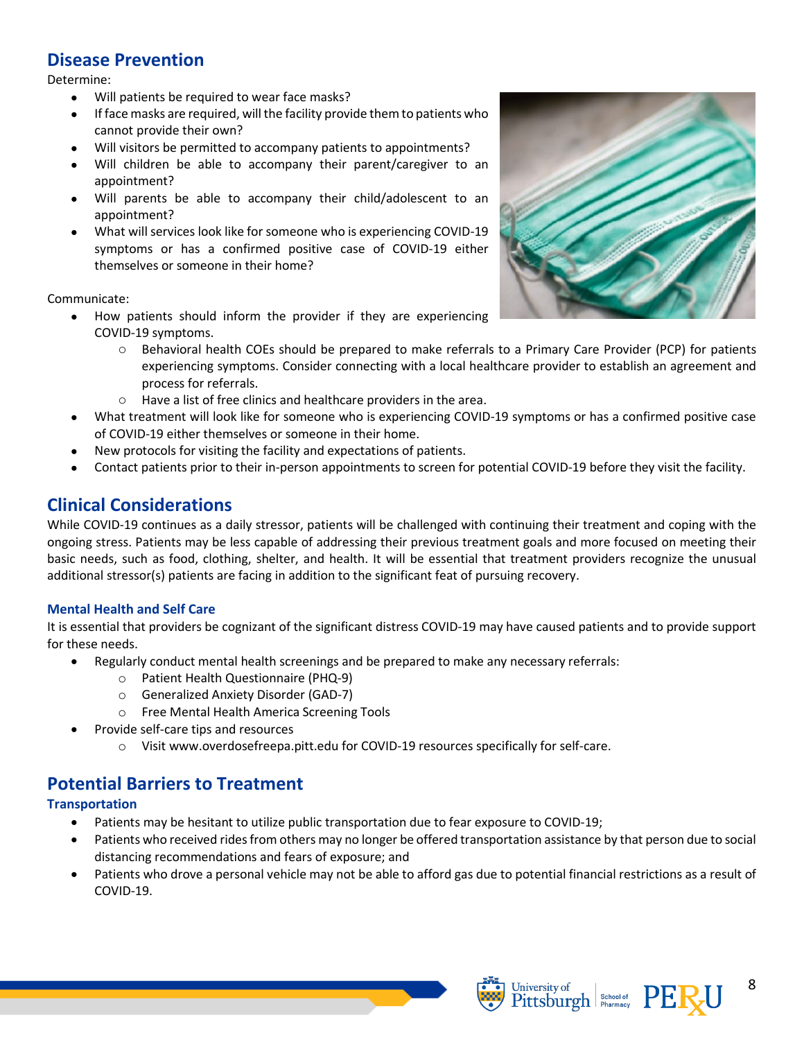## Disease Prevention

Determine:

- Will patients be required to wear face masks?
- If face masks are required, will the facility provide them to patients who cannot provide their own?
- Will visitors be permitted to accompany patients to appointments?
- Will children be able to accompany their parent/caregiver to an appointment?
- Will parents be able to accompany their child/adolescent to an appointment?
- What will services look like for someone who is experiencing COVID-19 symptoms or has a confirmed positive case of COVID-19 either themselves or someone in their home?

Communicate:

- How patients should inform the provider if they are experiencing COVID-19 symptoms.
  - Behavioral health COEs should be prepared to make referrals to a Primary Care Provider (PCP) for patients experiencing symptoms. Consider connecting with a local healthcare provider to establish an agreement and process for referrals.
  - Have a list of free clinics and healthcare providers in the area.
- What treatment will look like for someone who is experiencing COVID-19 symptoms or has a confirmed positive case of COVID-19 either themselves or someone in their home.
- New protocols for visiting the facility and expectations of patients.
- Contact patients prior to their in-person appointments to screen for potential COVID-19 before they visit the facility.

## Clinical Considerations

While COVID-19 continues as a daily stressor, patients will be challenged with continuing their treatment and coping with the ongoing stress. Patients may be less capable of addressing their previous treatment goals and more focused on meeting their basic needs, such as food, clothing, shelter, and health. It will be essential that treatment providers recognize the unusual additional stressor(s) patients are facing in addition to the significant feat of pursuing recovery.

### Mental Health and Self Care

It is essential that providers be cognizant of the significant distress COVID-19 may have caused patients and to provide support for these needs.

- Regularly conduct mental health screenings and be prepared to make any necessary referrals:
  - Patient Health Questionnaire (PHQ-9)
  - Generalized Anxiety Disorder (GAD-7)
  - Free Mental Health America Screening Tools
- Provide self-care tips and resources
  - Visit www.overdosefreepa.pitt.edu for COVID-19 resources specifically for self-care.

## Potential Barriers to Treatment

### Transportation

- Patients may be hesitant to utilize public transportation due to fear exposure to COVID-19;
- Patients who received rides from others may no longer be offered transportation assistance by that person due to social distancing recommendations and fears of exposure; and
- Patients who drove a personal vehicle may not be able to afford gas due to potential financial restrictions as a result of COVID-19.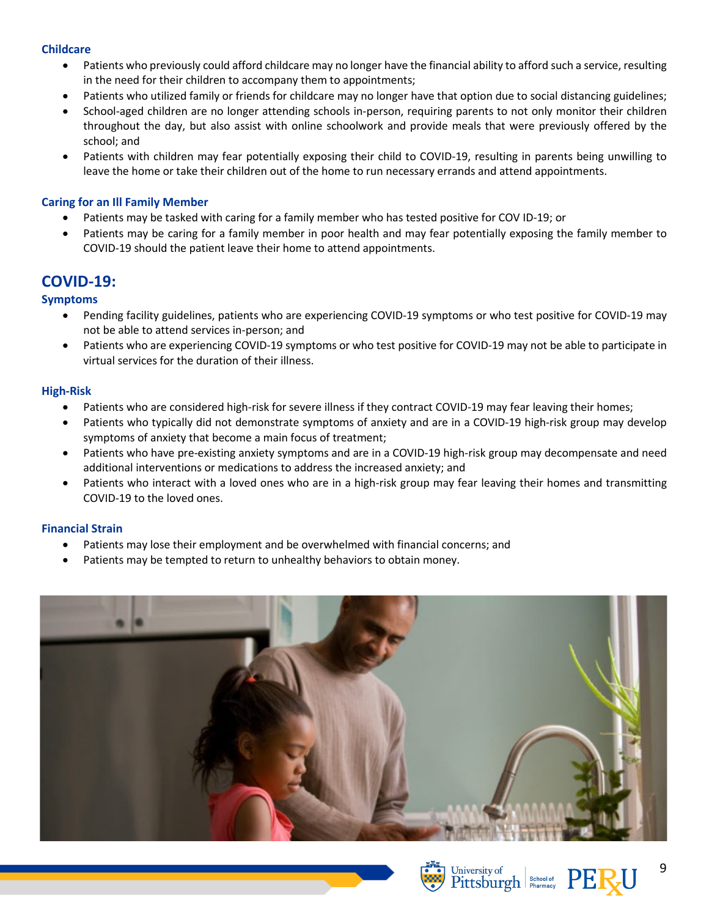### Childcare

- Patients who previously could afford childcare may no longer have the financial ability to afford such a service, resulting in the need for their children to accompany them to appointments;
- Patients who utilized family or friends for childcare may no longer have that option due to social distancing guidelines;
- School-aged children are no longer attending schools in-person, requiring parents to not only monitor their children throughout the day, but also assist with online schoolwork and provide meals that were previously offered by the school; and
- Patients with children may fear potentially exposing their child to COVID-19, resulting in parents being unwilling to leave the home or take their children out of the home to run necessary errands and attend appointments.

### Caring for an Ill Family Member

- Patients may be tasked with caring for a family member who has tested positive for COV ID-19; or
- Patients may be caring for a family member in poor health and may fear potentially exposing the family member to COVID-19 should the patient leave their home to attend appointments.

## COVID-19:

### Symptoms

- Pending facility guidelines, patients who are experiencing COVID-19 symptoms or who test positive for COVID-19 may not be able to attend services in-person; and
- Patients who are experiencing COVID-19 symptoms or who test positive for COVID-19 may not be able to participate in virtual services for the duration of their illness.

### High-Risk

- Patients who are considered high-risk for severe illness if they contract COVID-19 may fear leaving their homes;
- Patients who typically did not demonstrate symptoms of anxiety and are in a COVID-19 high-risk group may develop symptoms of anxiety that become a main focus of treatment;
- Patients who have pre-existing anxiety symptoms and are in a COVID-19 high-risk group may decompensate and need additional interventions or medications to address the increased anxiety; and
- Patients who interact with a loved ones who are in a high-risk group may fear leaving their homes and transmitting COVID-19 to the loved ones.

### Financial Strain

- Patients may lose their employment and be overwhelmed with financial concerns; and
- Patients may be tempted to return to unhealthy behaviors to obtain money.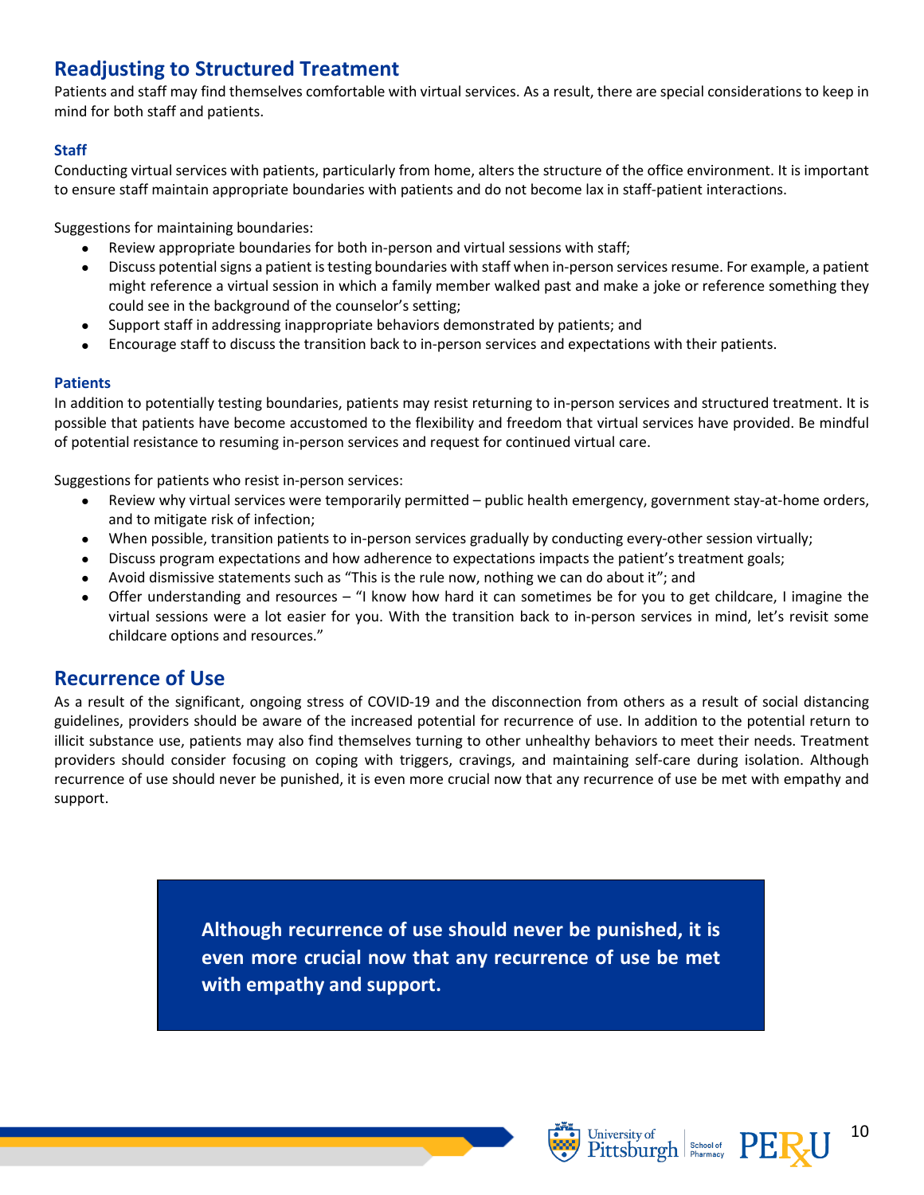## Readjusting to Structured Treatment

Patients and staff may find themselves comfortable with virtual services. As a result, there are special considerations to keep in mind for both staff and patients.

### Staff

Conducting virtual services with patients, particularly from home, alters the structure of the office environment. It is important to ensure staff maintain appropriate boundaries with patients and do not become lax in staff-patient interactions.

Suggestions for maintaining boundaries:

- Review appropriate boundaries for both in-person and virtual sessions with staff;
- Discuss potential signs a patient is testing boundaries with staff when in-person services resume. For example, a patient might reference a virtual session in which a family member walked past and make a joke or reference something they could see in the background of the counselor's setting;
- Support staff in addressing inappropriate behaviors demonstrated by patients; and
- Encourage staff to discuss the transition back to in-person services and expectations with their patients.

### Patients

In addition to potentially testing boundaries, patients may resist returning to in-person services and structured treatment. It is possible that patients have become accustomed to the flexibility and freedom that virtual services have provided. Be mindful of potential resistance to resuming in-person services and request for continued virtual care.

Suggestions for patients who resist in-person services:

- Review why virtual services were temporarily permitted – public health emergency, government stay-at-home orders, and to mitigate risk of infection;
- When possible, transition patients to in-person services gradually by conducting every-other session virtually;
- Discuss program expectations and how adherence to expectations impacts the patient's treatment goals;
- Avoid dismissive statements such as "This is the rule now, nothing we can do about it"; and
- Offer understanding and resources – "I know how hard it can sometimes be for you to get childcare, I imagine the virtual sessions were a lot easier for you. With the transition back to in-person services in mind, let's revisit some childcare options and resources."

## Recurrence of Use

As a result of the significant, ongoing stress of COVID-19 and the disconnection from others as a result of social distancing guidelines, providers should be aware of the increased potential for recurrence of use. In addition to the potential return to illicit substance use, patients may also find themselves turning to other unhealthy behaviors to meet their needs. Treatment providers should consider focusing on coping with triggers, cravings, and maintaining self-care during isolation. Although recurrence of use should never be punished, it is even more crucial now that any recurrence of use be met with empathy and support.

**Although recurrence of use should never be punished, it is even more crucial now that any recurrence of use be met with empathy and support.**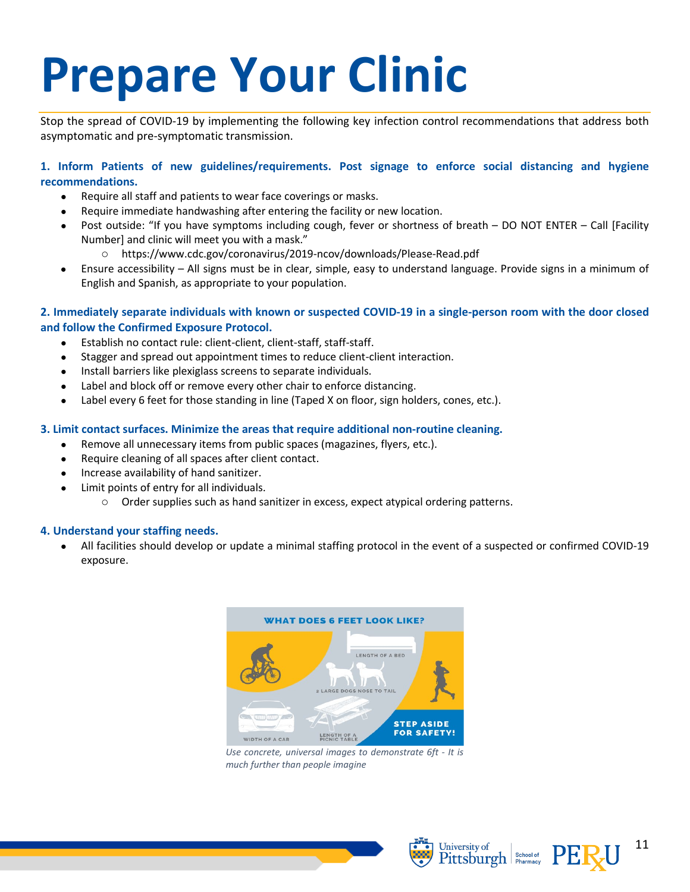# Prepare Your Clinic

Stop the spread of COVID-19 by implementing the following key infection control recommendations that address both asymptomatic and pre-symptomatic transmission.

**1. Inform Patients of new guidelines/requirements. Post signage to enforce social distancing and hygiene recommendations.**

- Require all staff and patients to wear face coverings or masks.
- Require immediate handwashing after entering the facility or new location.
- Post outside: "If you have symptoms including cough, fever or shortness of breath – DO NOT ENTER – Call [Facility Number] and clinic will meet you with a mask."
    - https://www.cdc.gov/coronavirus/2019-ncov/downloads/Please-Read.pdf
- Ensure accessibility – All signs must be in clear, simple, easy to understand language. Provide signs in a minimum of English and Spanish, as appropriate to your population.

**2. Immediately separate individuals with known or suspected COVID-19 in a single-person room with the door closed and follow the Confirmed Exposure Protocol.**

- Establish no contact rule: client-client, client-staff, staff-staff.
- Stagger and spread out appointment times to reduce client-client interaction.
- Install barriers like plexiglass screens to separate individuals.
- Label and block off or remove every other chair to enforce distancing.
- Label every 6 feet for those standing in line (Taped X on floor, sign holders, cones, etc.).

**3. Limit contact surfaces. Minimize the areas that require additional non-routine cleaning.**

- Remove all unnecessary items from public spaces (magazines, flyers, etc.).
- Require cleaning of all spaces after client contact.
- Increase availability of hand sanitizer.
- Limit points of entry for all individuals.
    - Order supplies such as hand sanitizer in excess, expect atypical ordering patterns.

**4. Understand your staffing needs.**

- All facilities should develop or update a minimal staffing protocol in the event of a suspected or confirmed COVID-19 exposure.

*Use concrete, universal images to demonstrate 6ft - It is much further than people imagine*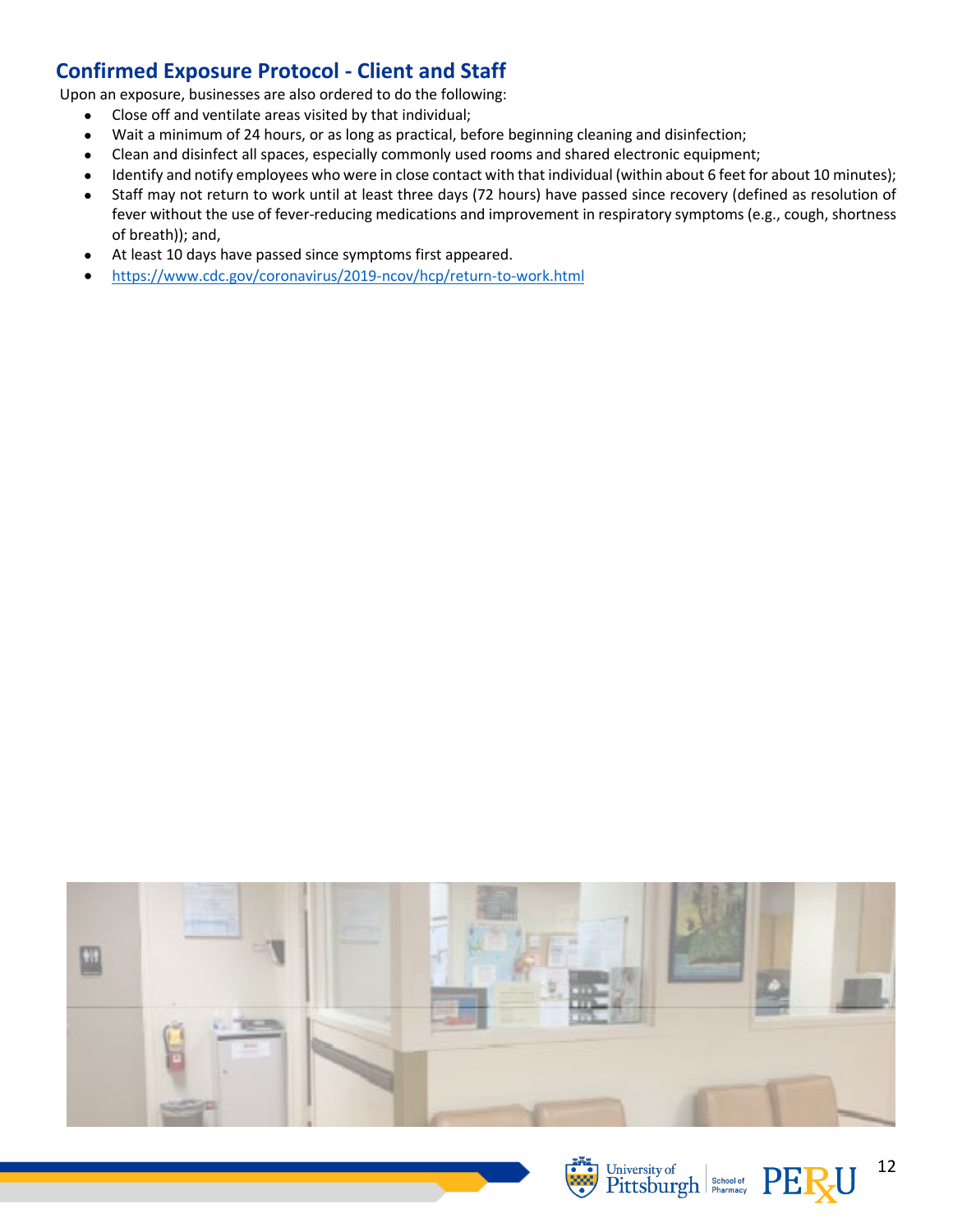## Confirmed Exposure Protocol - Client and Staff

Upon an exposure, businesses are also ordered to do the following:

- Close off and ventilate areas visited by that individual;
- Wait a minimum of 24 hours, or as long as practical, before beginning cleaning and disinfection;
- Clean and disinfect all spaces, especially commonly used rooms and shared electronic equipment;
- Identify and notify employees who were in close contact with that individual (within about 6 feet for about 10 minutes);
- Staff may not return to work until at least three days (72 hours) have passed since recovery (defined as resolution of fever without the use of fever-reducing medications and improvement in respiratory symptoms (e.g., cough, shortness of breath)); and,
- At least 10 days have passed since symptoms first appeared.
- https://www.cdc.gov/coronavirus/2019-ncov/hcp/return-to-work.html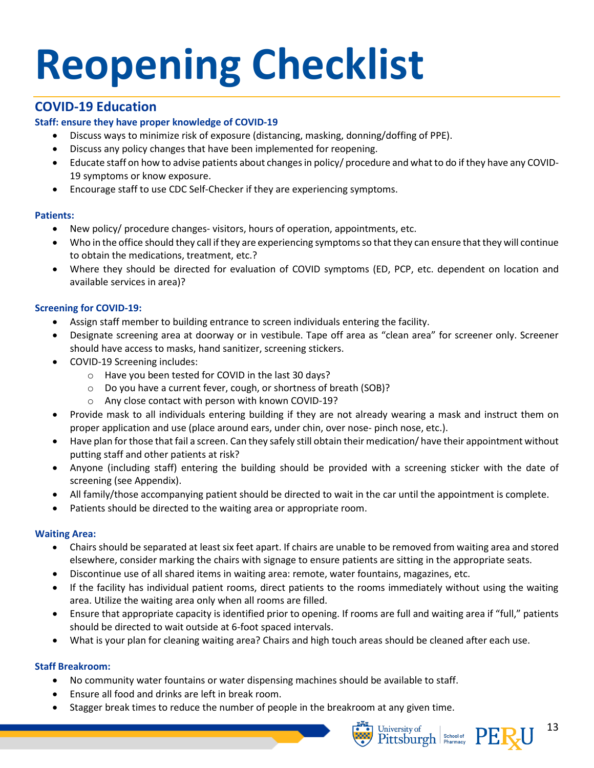# Reopening Checklist

## COVID-19 Education

### Staff: ensure they have proper knowledge of COVID-19

- Discuss ways to minimize risk of exposure (distancing, masking, donning/doffing of PPE).
- Discuss any policy changes that have been implemented for reopening.
- Educate staff on how to advise patients about changes in policy/ procedure and what to do if they have any COVID-19 symptoms or know exposure.
- Encourage staff to use CDC Self-Checker if they are experiencing symptoms.

### Patients:

- New policy/ procedure changes- visitors, hours of operation, appointments, etc.
- Who in the office should they call if they are experiencing symptoms so that they can ensure that they will continue to obtain the medications, treatment, etc.?
- Where they should be directed for evaluation of COVID symptoms (ED, PCP, etc. dependent on location and available services in area)?

### Screening for COVID-19:

- Assign staff member to building entrance to screen individuals entering the facility.
- Designate screening area at doorway or in vestibule. Tape off area as "clean area" for screener only. Screener should have access to masks, hand sanitizer, screening stickers.
- COVID-19 Screening includes:
  - Have you been tested for COVID in the last 30 days?
  - Do you have a current fever, cough, or shortness of breath (SOB)?
  - Any close contact with person with known COVID-19?
- Provide mask to all individuals entering building if they are not already wearing a mask and instruct them on proper application and use (place around ears, under chin, over nose- pinch nose, etc.).
- Have plan for those that fail a screen. Can they safely still obtain their medication/ have their appointment without putting staff and other patients at risk?
- Anyone (including staff) entering the building should be provided with a screening sticker with the date of screening (see Appendix).
- All family/those accompanying patient should be directed to wait in the car until the appointment is complete.
- Patients should be directed to the waiting area or appropriate room.

### Waiting Area:

- Chairs should be separated at least six feet apart. If chairs are unable to be removed from waiting area and stored elsewhere, consider marking the chairs with signage to ensure patients are sitting in the appropriate seats.
- Discontinue use of all shared items in waiting area: remote, water fountains, magazines, etc.
- If the facility has individual patient rooms, direct patients to the rooms immediately without using the waiting area. Utilize the waiting area only when all rooms are filled.
- Ensure that appropriate capacity is identified prior to opening. If rooms are full and waiting area if "full," patients should be directed to wait outside at 6-foot spaced intervals.
- What is your plan for cleaning waiting area? Chairs and high touch areas should be cleaned after each use.

### Staff Breakroom:

- No community water fountains or water dispensing machines should be available to staff.
- Ensure all food and drinks are left in break room.
- Stagger break times to reduce the number of people in the breakroom at any given time.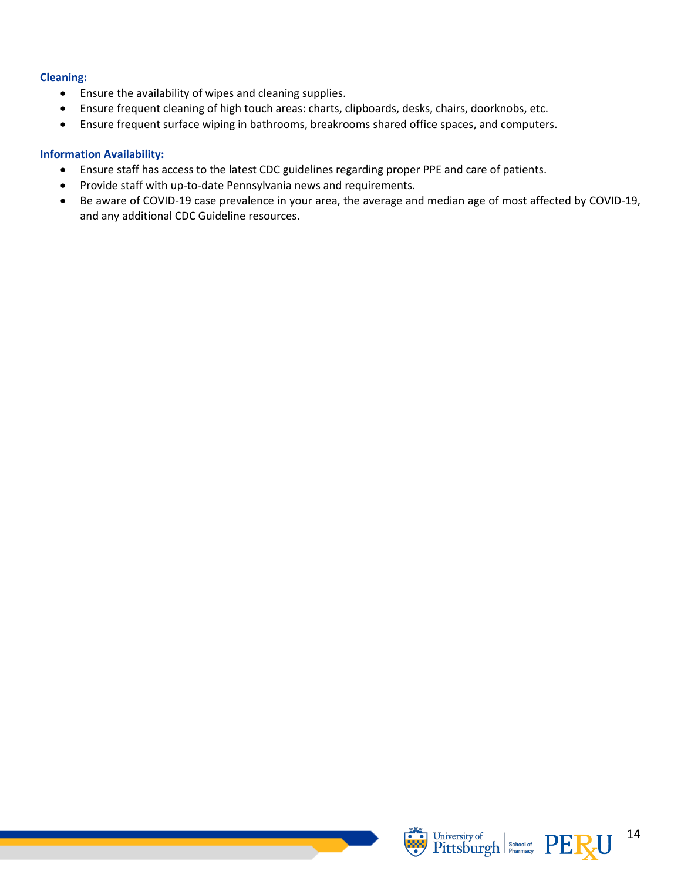**Cleaning:**

- Ensure the availability of wipes and cleaning supplies.
- Ensure frequent cleaning of high touch areas: charts, clipboards, desks, chairs, doorknobs, etc.
- Ensure frequent surface wiping in bathrooms, breakrooms shared office spaces, and computers.

**Information Availability:**

- Ensure staff has access to the latest CDC guidelines regarding proper PPE and care of patients.
- Provide staff with up-to-date Pennsylvania news and requirements.
- Be aware of COVID-19 case prevalence in your area, the average and median age of most affected by COVID-19, and any additional CDC Guideline resources.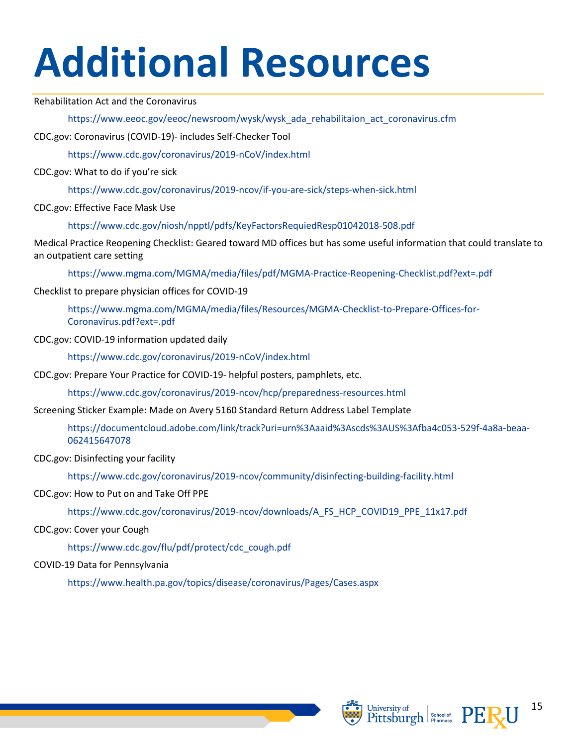# Additional Resources

Rehabilitation Act and the Coronavirus

https://www.eeoc.gov/eeoc/newsroom/wysk/wysk_ada_rehabilitaion_act_coronavirus.cfm

CDC.gov: Coronavirus (COVID-19)- includes Self-Checker Tool

https://www.cdc.gov/coronavirus/2019-nCoV/index.html

CDC.gov: What to do if you're sick

https://www.cdc.gov/coronavirus/2019-ncov/if-you-are-sick/steps-when-sick.html

CDC.gov: Effective Face Mask Use

https://www.cdc.gov/niosh/npptl/pdfs/KeyFactorsRequiedResp01042018-508.pdf

Medical Practice Reopening Checklist: Geared toward MD offices but has some useful information that could translate to an outpatient care setting

https://www.mgma.com/MGMA/media/files/pdf/MGMA-Practice-Reopening-Checklist.pdf?ext=.pdf

Checklist to prepare physician offices for COVID-19

https://www.mgma.com/MGMA/media/files/Resources/MGMA-Checklist-to-Prepare-Offices-for-Coronavirus.pdf?ext=.pdf

CDC.gov: COVID-19 information updated daily

https://www.cdc.gov/coronavirus/2019-nCoV/index.html

CDC.gov: Prepare Your Practice for COVID-19- helpful posters, pamphlets, etc.

https://www.cdc.gov/coronavirus/2019-ncov/hcp/preparedness-resources.html

Screening Sticker Example: Made on Avery 5160 Standard Return Address Label Template

https://documentcloud.adobe.com/link/track?uri=urn%3Aaaid%3Ascds%3AUS%3Afba4c053-529f-4a8a-beaa-062415647078

CDC.gov: Disinfecting your facility

https://www.cdc.gov/coronavirus/2019-ncov/community/disinfecting-building-facility.html

CDC.gov: How to Put on and Take Off PPE

https://www.cdc.gov/coronavirus/2019-ncov/downloads/A_FS_HCP_COVID19_PPE_11x17.pdf

CDC.gov: Cover your Cough

https://www.cdc.gov/flu/pdf/protect/cdc_cough.pdf

COVID-19 Data for Pennsylvania

https://www.health.pa.gov/topics/disease/coronavirus/Pages/Cases.aspx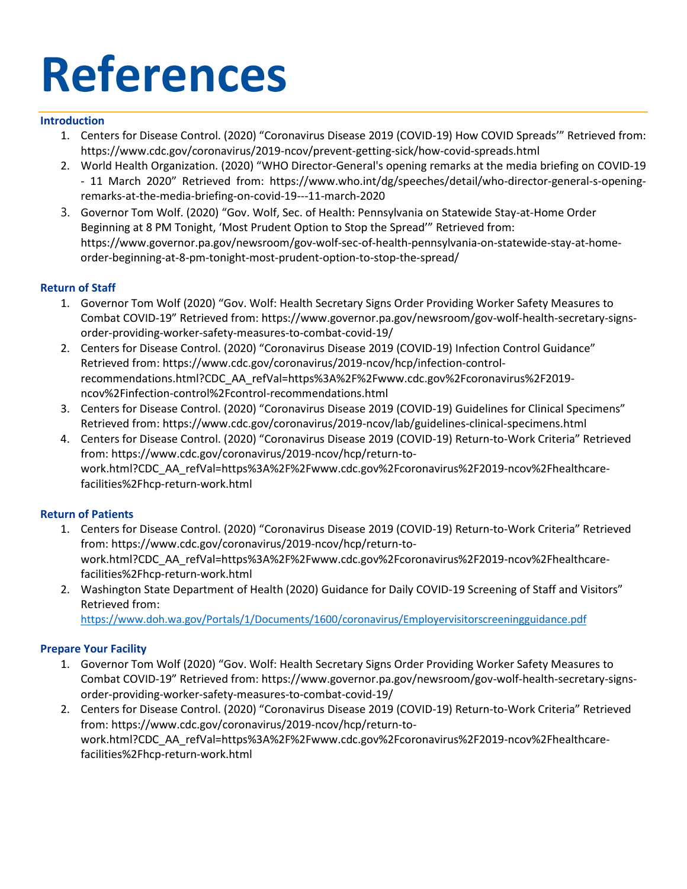# References

## Introduction

1. Centers for Disease Control. (2020) "Coronavirus Disease 2019 (COVID-19) How COVID Spreads'" Retrieved from: https://www.cdc.gov/coronavirus/2019-ncov/prevent-getting-sick/how-covid-spreads.html
2. World Health Organization. (2020) "WHO Director-General's opening remarks at the media briefing on COVID-19 - 11 March 2020" Retrieved from: https://www.who.int/dg/speeches/detail/who-director-general-s-opening-remarks-at-the-media-briefing-on-covid-19---11-march-2020
3. Governor Tom Wolf. (2020) "Gov. Wolf, Sec. of Health: Pennsylvania on Statewide Stay-at-Home Order Beginning at 8 PM Tonight, 'Most Prudent Option to Stop the Spread'" Retrieved from: https://www.governor.pa.gov/newsroom/gov-wolf-sec-of-health-pennsylvania-on-statewide-stay-at-home-order-beginning-at-8-pm-tonight-most-prudent-option-to-stop-the-spread/

## Return of Staff

1. Governor Tom Wolf (2020) "Gov. Wolf: Health Secretary Signs Order Providing Worker Safety Measures to Combat COVID-19" Retrieved from: https://www.governor.pa.gov/newsroom/gov-wolf-health-secretary-signs-order-providing-worker-safety-measures-to-combat-covid-19/
2. Centers for Disease Control. (2020) "Coronavirus Disease 2019 (COVID-19) Infection Control Guidance" Retrieved from: https://www.cdc.gov/coronavirus/2019-ncov/hcp/infection-control-recommendations.html?CDC_AA_refVal=https%3A%2F%2Fwww.cdc.gov%2Fcoronavirus%2F2019-ncov%2Finfection-control%2Fcontrol-recommendations.html
3. Centers for Disease Control. (2020) "Coronavirus Disease 2019 (COVID-19) Guidelines for Clinical Specimens" Retrieved from: https://www.cdc.gov/coronavirus/2019-ncov/lab/guidelines-clinical-specimens.html
4. Centers for Disease Control. (2020) "Coronavirus Disease 2019 (COVID-19) Return-to-Work Criteria" Retrieved from: https://www.cdc.gov/coronavirus/2019-ncov/hcp/return-to-work.html?CDC_AA_refVal=https%3A%2F%2Fwww.cdc.gov%2Fcoronavirus%2F2019-ncov%2Fhealthcare-facilities%2Fhcp-return-work.html

## Return of Patients

1. Centers for Disease Control. (2020) "Coronavirus Disease 2019 (COVID-19) Return-to-Work Criteria" Retrieved from: https://www.cdc.gov/coronavirus/2019-ncov/hcp/return-to-work.html?CDC_AA_refVal=https%3A%2F%2Fwww.cdc.gov%2Fcoronavirus%2F2019-ncov%2Fhealthcare-facilities%2Fhcp-return-work.html
2. Washington State Department of Health (2020) Guidance for Daily COVID-19 Screening of Staff and Visitors" Retrieved from: https://www.doh.wa.gov/Portals/1/Documents/1600/coronavirus/Employervisitorscreeningguidance.pdf

## Prepare Your Facility

1. Governor Tom Wolf (2020) "Gov. Wolf: Health Secretary Signs Order Providing Worker Safety Measures to Combat COVID-19" Retrieved from: https://www.governor.pa.gov/newsroom/gov-wolf-health-secretary-signs-order-providing-worker-safety-measures-to-combat-covid-19/
2. Centers for Disease Control. (2020) "Coronavirus Disease 2019 (COVID-19) Return-to-Work Criteria" Retrieved from: https://www.cdc.gov/coronavirus/2019-ncov/hcp/return-to-work.html?CDC_AA_refVal=https%3A%2F%2Fwww.cdc.gov%2Fcoronavirus%2F2019-ncov%2Fhealthcare-facilities%2Fhcp-return-work.html